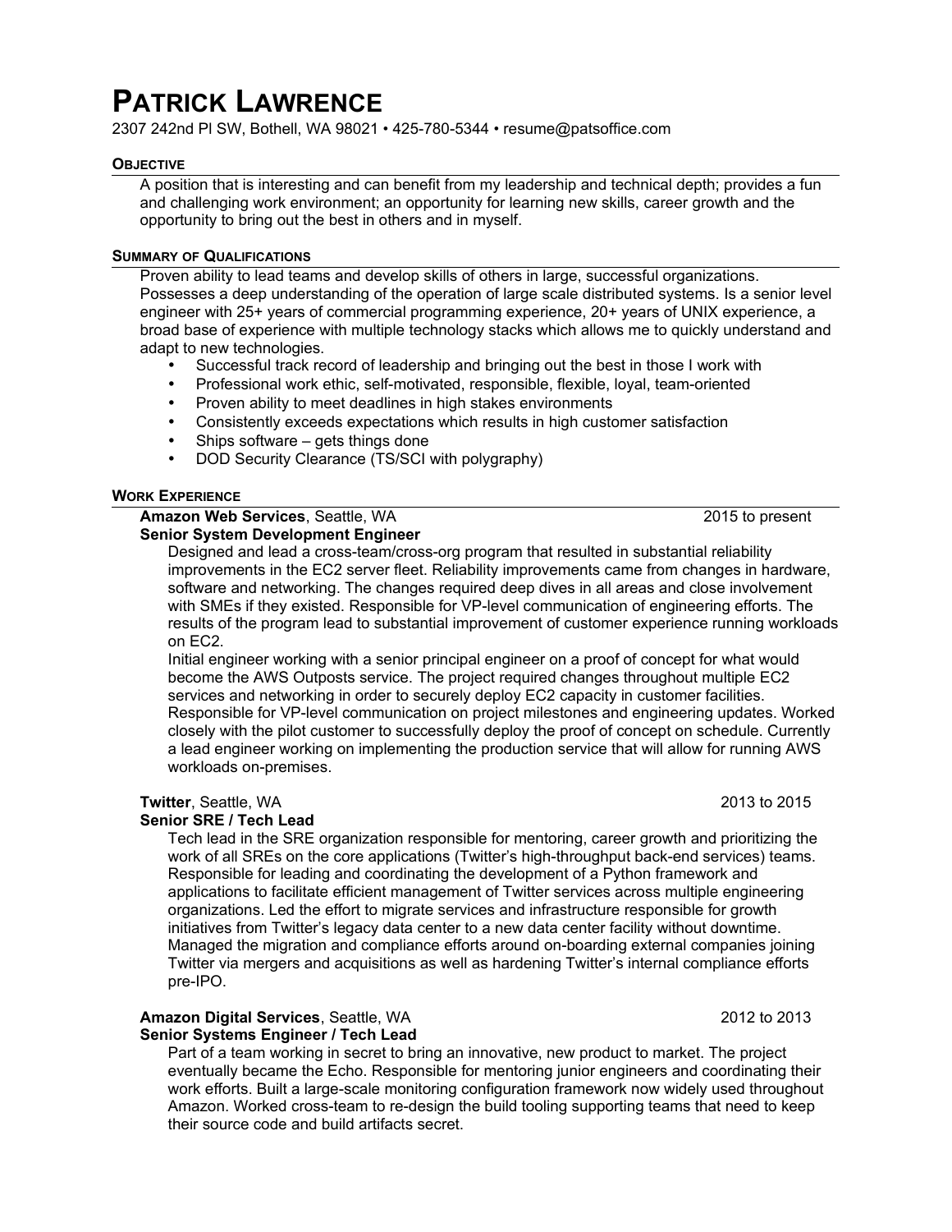# Patrick Lawrence

2307 242nd Pl SW, Bothell, WA 98021 • 425-780-5344 • resume@patsoffice.com

## Objective

A position that is interesting and can benefit from my leadership and technical depth; provides a fun and challenging work environment; an opportunity for learning new skills, career growth and the opportunity to bring out the best in others and in myself.

## Summary of Qualifications

Proven ability to lead teams and develop skills of others in large, successful organizations. Possesses a deep understanding of the operation of large scale distributed systems. Is a senior level engineer with 25+ years of commercial programming experience, 20+ years of UNIX experience, a broad base of experience with multiple technology stacks which allows me to quickly understand and adapt to new technologies.

- Successful track record of leadership and bringing out the best in those I work with
- Professional work ethic, self-motivated, responsible, flexible, loyal, team-oriented
- Proven ability to meet deadlines in high stakes environments
- Consistently exceeds expectations which results in high customer satisfaction
- Ships software – gets things done
- DOD Security Clearance (TS/SCI with polygraphy)

## Work Experience

**Amazon Web Services**, Seattle, WA — 2015 to present
**Senior System Development Engineer**

Designed and lead a cross-team/cross-org program that resulted in substantial reliability improvements in the EC2 server fleet. Reliability improvements came from changes in hardware, software and networking. The changes required deep dives in all areas and close involvement with SMEs if they existed. Responsible for VP-level communication of engineering efforts. The results of the program lead to substantial improvement of customer experience running workloads on EC2.

Initial engineer working with a senior principal engineer on a proof of concept for what would become the AWS Outposts service. The project required changes throughout multiple EC2 services and networking in order to securely deploy EC2 capacity in customer facilities. Responsible for VP-level communication on project milestones and engineering updates. Worked closely with the pilot customer to successfully deploy the proof of concept on schedule. Currently a lead engineer working on implementing the production service that will allow for running AWS workloads on-premises.

**Twitter**, Seattle, WA — 2013 to 2015
**Senior SRE / Tech Lead**

Tech lead in the SRE organization responsible for mentoring, career growth and prioritizing the work of all SREs on the core applications (Twitter's high-throughput back-end services) teams. Responsible for leading and coordinating the development of a Python framework and applications to facilitate efficient management of Twitter services across multiple engineering organizations. Led the effort to migrate services and infrastructure responsible for growth initiatives from Twitter's legacy data center to a new data center facility without downtime. Managed the migration and compliance efforts around on-boarding external companies joining Twitter via mergers and acquisitions as well as hardening Twitter's internal compliance efforts pre-IPO.

**Amazon Digital Services**, Seattle, WA — 2012 to 2013
**Senior Systems Engineer / Tech Lead**

Part of a team working in secret to bring an innovative, new product to market. The project eventually became the Echo. Responsible for mentoring junior engineers and coordinating their work efforts. Built a large-scale monitoring configuration framework now widely used throughout Amazon. Worked cross-team to re-design the build tooling supporting teams that need to keep their source code and build artifacts secret.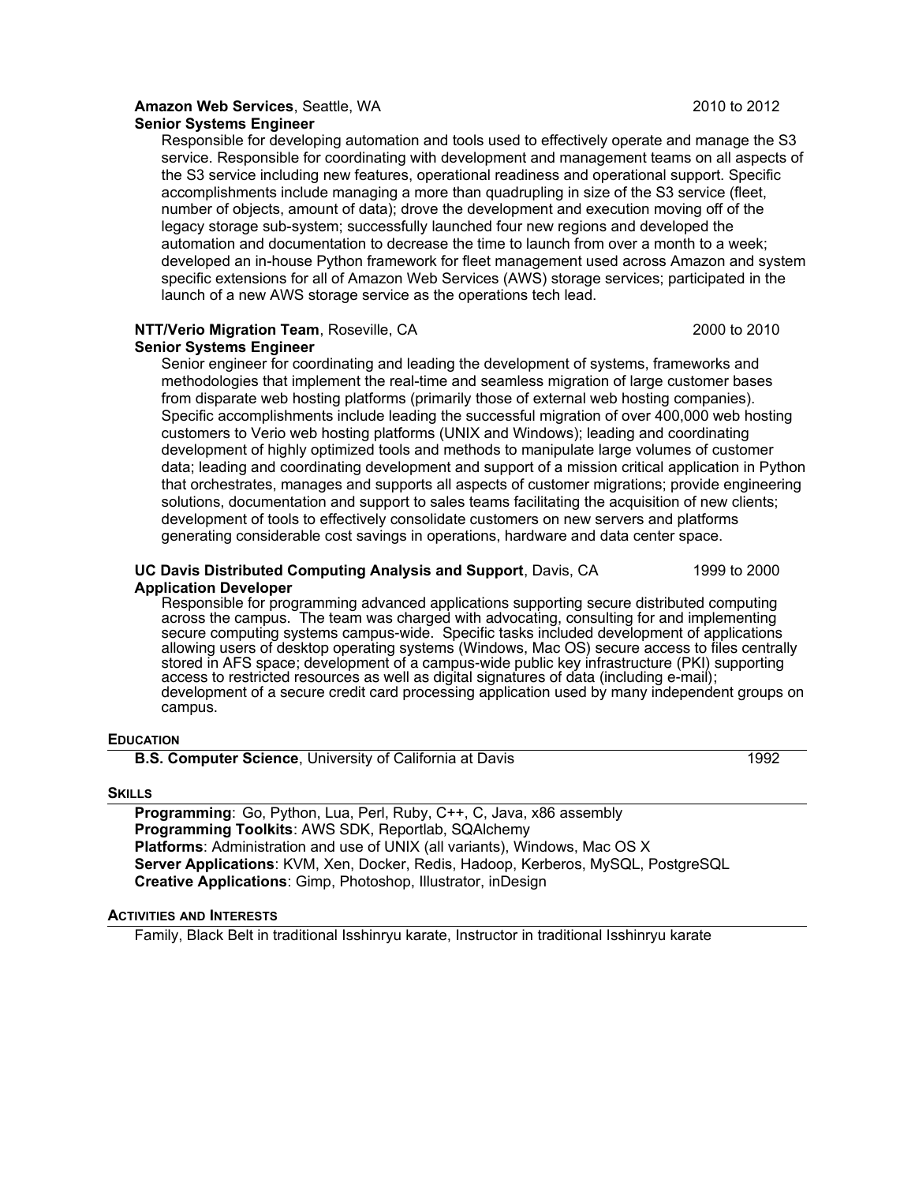**Amazon Web Services**, Seattle, WA 2010 to 2012
**Senior Systems Engineer**

Responsible for developing automation and tools used to effectively operate and manage the S3 service. Responsible for coordinating with development and management teams on all aspects of the S3 service including new features, operational readiness and operational support. Specific accomplishments include managing a more than quadrupling in size of the S3 service (fleet, number of objects, amount of data); drove the development and execution moving off of the legacy storage sub-system; successfully launched four new regions and developed the automation and documentation to decrease the time to launch from over a month to a week; developed an in-house Python framework for fleet management used across Amazon and system specific extensions for all of Amazon Web Services (AWS) storage services; participated in the launch of a new AWS storage service as the operations tech lead.

**NTT/Verio Migration Team**, Roseville, CA 2000 to 2010
**Senior Systems Engineer**

Senior engineer for coordinating and leading the development of systems, frameworks and methodologies that implement the real-time and seamless migration of large customer bases from disparate web hosting platforms (primarily those of external web hosting companies). Specific accomplishments include leading the successful migration of over 400,000 web hosting customers to Verio web hosting platforms (UNIX and Windows); leading and coordinating development of highly optimized tools and methods to manipulate large volumes of customer data; leading and coordinating development and support of a mission critical application in Python that orchestrates, manages and supports all aspects of customer migrations; provide engineering solutions, documentation and support to sales teams facilitating the acquisition of new clients; development of tools to effectively consolidate customers on new servers and platforms generating considerable cost savings in operations, hardware and data center space.

**UC Davis Distributed Computing Analysis and Support**, Davis, CA 1999 to 2000
**Application Developer**

Responsible for programming advanced applications supporting secure distributed computing across the campus. The team was charged with advocating, consulting for and implementing secure computing systems campus-wide. Specific tasks included development of applications allowing users of desktop operating systems (Windows, Mac OS) secure access to files centrally stored in AFS space; development of a campus-wide public key infrastructure (PKI) supporting access to restricted resources as well as digital signatures of data (including e-mail); development of a secure credit card processing application used by many independent groups on campus.

## Education

**B.S. Computer Science**, University of California at Davis 1992

## Skills

**Programming**: Go, Python, Lua, Perl, Ruby, C++, C, Java, x86 assembly
**Programming Toolkits**: AWS SDK, Reportlab, SQAlchemy
**Platforms**: Administration and use of UNIX (all variants), Windows, Mac OS X
**Server Applications**: KVM, Xen, Docker, Redis, Hadoop, Kerberos, MySQL, PostgreSQL
**Creative Applications**: Gimp, Photoshop, Illustrator, inDesign

## Activities and Interests

Family, Black Belt in traditional Isshinryu karate, Instructor in traditional Isshinryu karate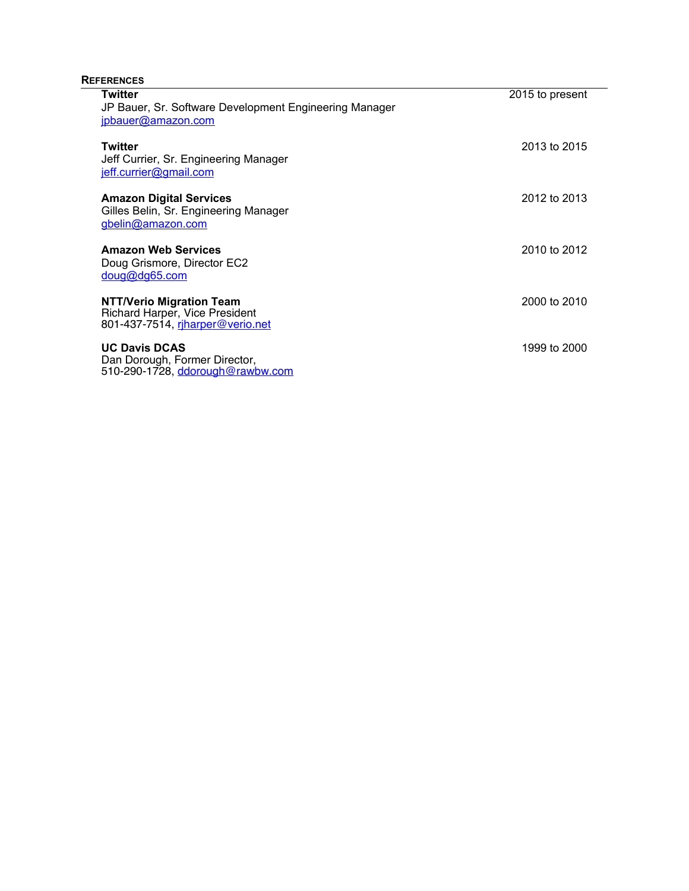## REFERENCES

**Twitter** — 2015 to present
JP Bauer, Sr. Software Development Engineering Manager
jpbauer@amazon.com

**Twitter** — 2013 to 2015
Jeff Currier, Sr. Engineering Manager
jeff.currier@gmail.com

**Amazon Digital Services** — 2012 to 2013
Gilles Belin, Sr. Engineering Manager
gbelin@amazon.com

**Amazon Web Services** — 2010 to 2012
Doug Grismore, Director EC2
doug@dg65.com

**NTT/Verio Migration Team** — 2000 to 2010
Richard Harper, Vice President
801-437-7514, rjharper@verio.net

**UC Davis DCAS** — 1999 to 2000
Dan Dorough, Former Director,
510-290-1728, ddorough@rawbw.com